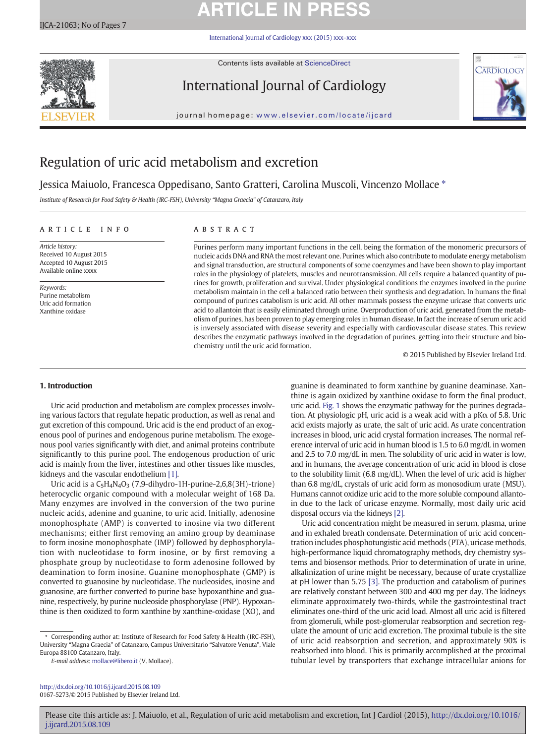# Regulation of uric acid metabolism and excretion

Jessica Maiuolo, Francesca Oppedisano, Santo Gratteri, Carolina Muscoli, Vincenzo Mollace *

*Institute of Research for Food Safety & Health (IRC-FSH), University "Magna Graecia" of Catanzaro, Italy*

**ARTICLE INFO**

*Article history:*
Received 10 August 2015
Accepted 10 August 2015
Available online xxxx

*Keywords:*
Purine metabolism
Uric acid formation
Xanthine oxidase

**ABSTRACT**

Purines perform many important functions in the cell, being the formation of the monomeric precursors of nucleic acids DNA and RNA the most relevant one. Purines which also contribute to modulate energy metabolism and signal transduction, are structural components of some coenzymes and have been shown to play important roles in the physiology of platelets, muscles and neurotransmission. All cells require a balanced quantity of purines for growth, proliferation and survival. Under physiological conditions the enzymes involved in the purine metabolism maintain in the cell a balanced ratio between their synthesis and degradation. In humans the final compound of purines catabolism is uric acid. All other mammals possess the enzyme uricase that converts uric acid to allantoin that is easily eliminated through urine. Overproduction of uric acid, generated from the metabolism of purines, has been proven to play emerging roles in human disease. In fact the increase of serum uric acid is inversely associated with disease severity and especially with cardiovascular disease states. This review describes the enzymatic pathways involved in the degradation of purines, getting into their structure and biochemistry until the uric acid formation.

© 2015 Published by Elsevier Ireland Ltd.

## 1. Introduction

Uric acid production and metabolism are complex processes involving various factors that regulate hepatic production, as well as renal and gut excretion of this compound. Uric acid is the end product of an exogenous pool of purines and endogenous purine metabolism. The exogenous pool varies significantly with diet, and animal proteins contribute significantly to this purine pool. The endogenous production of uric acid is mainly from the liver, intestines and other tissues like muscles, kidneys and the vascular endothelium [1].

Uric acid is a $C_5H_4N_4O_3$ (7,9-dihydro-1H-purine-2,6,8(3H)-trione) heterocyclic organic compound with a molecular weight of 168 Da. Many enzymes are involved in the conversion of the two purine nucleic acids, adenine and guanine, to uric acid. Initially, adenosine monophosphate (AMP) is converted to inosine via two different mechanisms; either first removing an amino group by deaminase to form inosine monophosphate (IMP) followed by dephosphorylation with nucleotidase to form inosine, or by first removing a phosphate group by nucleotidase to form adenosine followed by deamination to form inosine. Guanine monophosphate (GMP) is converted to guanosine by nucleotidase. The nucleosides, inosine and guanosine, are further converted to purine base hypoxanthine and guanine, respectively, by purine nucleoside phosphorylase (PNP). Hypoxanthine is then oxidized to form xanthine by xanthine-oxidase (XO), and guanine is deaminated to form xanthine by guanine deaminase. Xanthine is again oxidized by xanthine oxidase to form the final product, uric acid. Fig. 1 shows the enzymatic pathway for the purines degradation. At physiologic pH, uric acid is a weak acid with a pKα of 5.8. Uric acid exists majorly as urate, the salt of uric acid. As urate concentration increases in blood, uric acid crystal formation increases. The normal reference interval of uric acid in human blood is 1.5 to 6.0 mg/dL in women and 2.5 to 7.0 mg/dL in men. The solubility of uric acid in water is low, and in humans, the average concentration of uric acid in blood is close to the solubility limit (6.8 mg/dL). When the level of uric acid is higher than 6.8 mg/dL, crystals of uric acid form as monosodium urate (MSU). Humans cannot oxidize uric acid to the more soluble compound allantoin due to the lack of uricase enzyme. Normally, most daily uric acid disposal occurs via the kidneys [2].

Uric acid concentration might be measured in serum, plasma, urine and in exhaled breath condensate. Determination of uric acid concentration includes phosphotungistic acid methods (PTA), uricase methods, high-performance liquid chromatography methods, dry chemistry systems and biosensor methods. Prior to determination of urate in urine, alkalinization of urine might be necessary, because of urate crystallize at pH lower than 5.75 [3]. The production and catabolism of purines are relatively constant between 300 and 400 mg per day. The kidneys eliminate approximately two-thirds, while the gastrointestinal tract eliminates one-third of the uric acid load. Almost all uric acid is filtered from glomeruli, while post-glomerular reabsorption and secretion regulate the amount of uric acid excretion. The proximal tubule is the site of uric acid reabsorption and secretion, and approximately 90% is reabsorbed into blood. This is primarily accomplished at the proximal tubular level by transporters that exchange intracellular anions for

* Corresponding author at: Institute of Research for Food Safety & Health (IRC-FSH), University "Magna Graecia" of Catanzaro, Campus Universitario "Salvatore Venuta", Viale Europa 88100 Catanzaro, Italy.
*E-mail address:* mollace@libero.it (V. Mollace).

http://dx.doi.org/10.1016/j.ijcard.2015.08.109
0167-5273/© 2015 Published by Elsevier Ireland Ltd.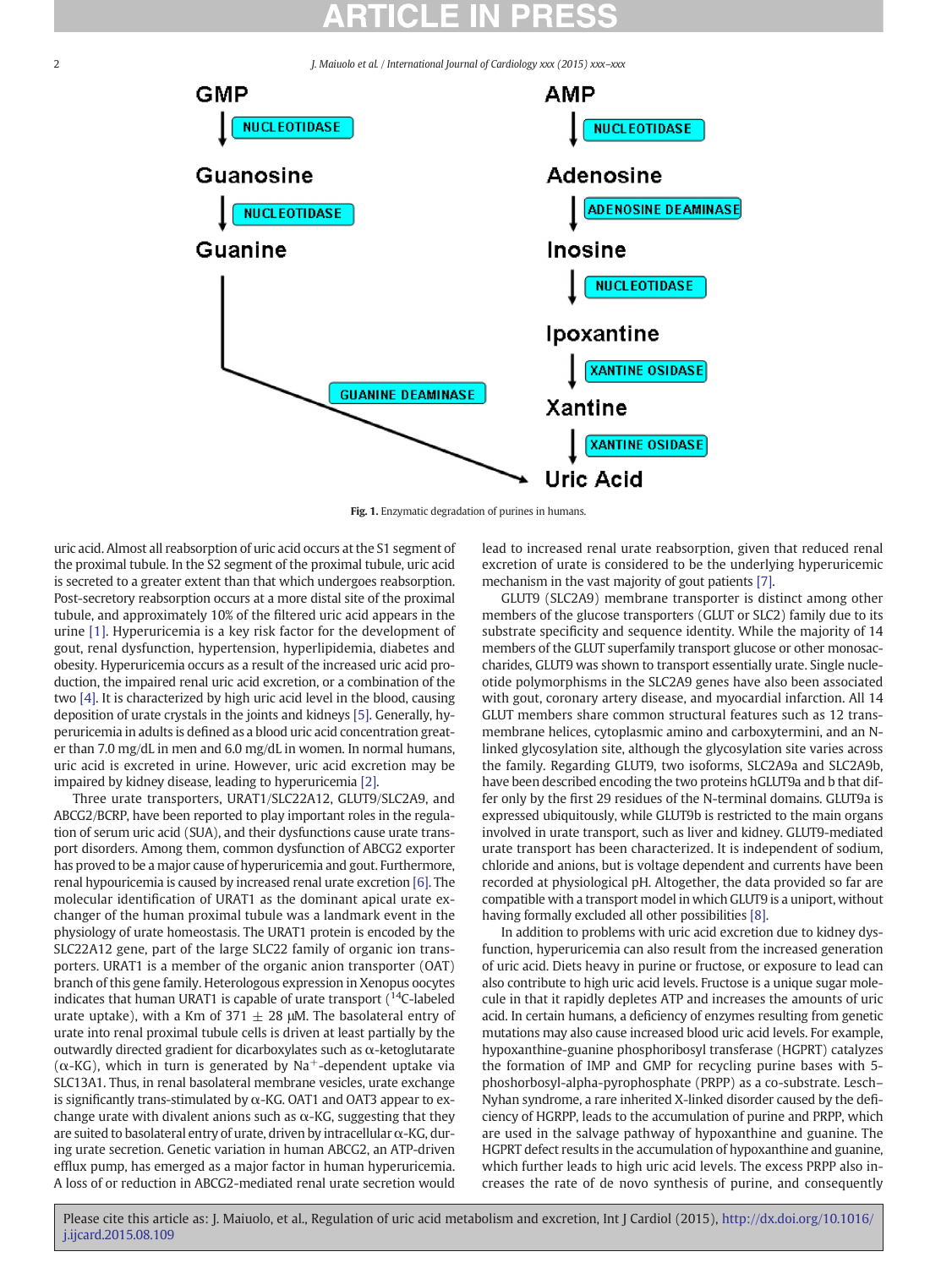GMP → (NUCLEOTIDASE) → Guanosine → (NUCLEOTIDASE) → Guanine → (GUANINE DEAMINASE) → Uric Acid

AMP → (NUCLEOTIDASE) → Adenosine → (ADENOSINE DEAMINASE) → Inosine → (NUCLEOTIDASE) → Ipoxantine → (XANTINE OSIDASE) → Xantine → (XANTINE OSIDASE) → Uric Acid

**Fig. 1.** Enzymatic degradation of purines in humans.

uric acid. Almost all reabsorption of uric acid occurs at the S1 segment of the proximal tubule. In the S2 segment of the proximal tubule, uric acid is secreted to a greater extent than that which undergoes reabsorption. Post-secretory reabsorption occurs at a more distal site of the proximal tubule, and approximately 10% of the filtered uric acid appears in the urine [1]. Hyperuricemia is a key risk factor for the development of gout, renal dysfunction, hypertension, hyperlipidemia, diabetes and obesity. Hyperuricemia occurs as a result of the increased uric acid production, the impaired renal uric acid excretion, or a combination of the two [4]. It is characterized by high uric acid level in the blood, causing deposition of urate crystals in the joints and kidneys [5]. Generally, hyperuricemia in adults is defined as a blood uric acid concentration greater than 7.0 mg/dL in men and 6.0 mg/dL in women. In normal humans, uric acid is excreted in urine. However, uric acid excretion may be impaired by kidney disease, leading to hyperuricemia [2].

Three urate transporters, URAT1/SLC22A12, GLUT9/SLC2A9, and ABCG2/BCRP, have been reported to play important roles in the regulation of serum uric acid (SUA), and their dysfunctions cause urate transport disorders. Among them, common dysfunction of ABCG2 exporter has proved to be a major cause of hyperuricemia and gout. Furthermore, renal hypouricemia is caused by increased renal urate excretion [6]. The molecular identification of URAT1 as the dominant apical urate exchanger of the human proximal tubule was a landmark event in the physiology of urate homeostasis. The URAT1 protein is encoded by the SLC22A12 gene, part of the large SLC22 family of organic ion transporters. URAT1 is a member of the organic anion transporter (OAT) branch of this gene family. Heterologous expression in Xenopus oocytes indicates that human URAT1 is capable of urate transport ($^{14}$C-labeled urate uptake), with a Km of 371 ± 28 μM. The basolateral entry of urate into renal proximal tubule cells is driven at least partially by the outwardly directed gradient for dicarboxylates such as α-ketoglutarate (α-KG), which in turn is generated by $Na^+$-dependent uptake via SLC13A1. Thus, in renal basolateral membrane vesicles, urate exchange is significantly trans-stimulated by α-KG. OAT1 and OAT3 appear to exchange urate with divalent anions such as α-KG, suggesting that they are suited to basolateral entry of urate, driven by intracellular α-KG, during urate secretion. Genetic variation in human ABCG2, an ATP-driven efflux pump, has emerged as a major factor in human hyperuricemia. A loss of or reduction in ABCG2-mediated renal urate secretion would lead to increased renal urate reabsorption, given that reduced renal excretion of urate is considered to be the underlying hyperuricemic mechanism in the vast majority of gout patients [7].

GLUT9 (SLC2A9) membrane transporter is distinct among other members of the glucose transporters (GLUT or SLC2) family due to its substrate specificity and sequence identity. While the majority of 14 members of the GLUT superfamily transport glucose or other monosaccharides, GLUT9 was shown to transport essentially urate. Single nucleotide polymorphisms in the SLC2A9 genes have also been associated with gout, coronary artery disease, and myocardial infarction. All 14 GLUT members share common structural features such as 12 transmembrane helices, cytoplasmic amino and carboxytermini, and an N-linked glycosylation site, although the glycosylation site varies across the family. Regarding GLUT9, two isoforms, SLC2A9a and SLC2A9b, have been described encoding the two proteins hGLUT9a and b that differ only by the first 29 residues of the N-terminal domains. GLUT9a is expressed ubiquitously, while GLUT9b is restricted to the main organs involved in urate transport, such as liver and kidney. GLUT9-mediated urate transport has been characterized. It is independent of sodium, chloride and anions, but is voltage dependent and currents have been recorded at physiological pH. Altogether, the data provided so far are compatible with a transport model in which GLUT9 is a uniport, without having formally excluded all other possibilities [8].

In addition to problems with uric acid excretion due to kidney dysfunction, hyperuricemia can also result from the increased generation of uric acid. Diets heavy in purine or fructose, or exposure to lead can also contribute to high uric acid levels. Fructose is a unique sugar molecule in that it rapidly depletes ATP and increases the amounts of uric acid. In certain humans, a deficiency of enzymes resulting from genetic mutations may also cause increased blood uric acid levels. For example, hypoxanthine-guanine phosphoribosyl transferase (HGPRT) catalyzes the formation of IMP and GMP for recycling purine bases with 5-phoshorbosyl-alpha-pyrophosphate (PRPP) as a co-substrate. Lesch–Nyhan syndrome, a rare inherited X-linked disorder caused by the deficiency of HGPRT, leads to the accumulation of purine and PRPP, which are used in the salvage pathway of hypoxanthine and guanine. The HGPRT defect results in the accumulation of hypoxanthine and guanine, which further leads to high uric acid levels. The excess PRPP also increases the rate of de novo synthesis of purine, and consequently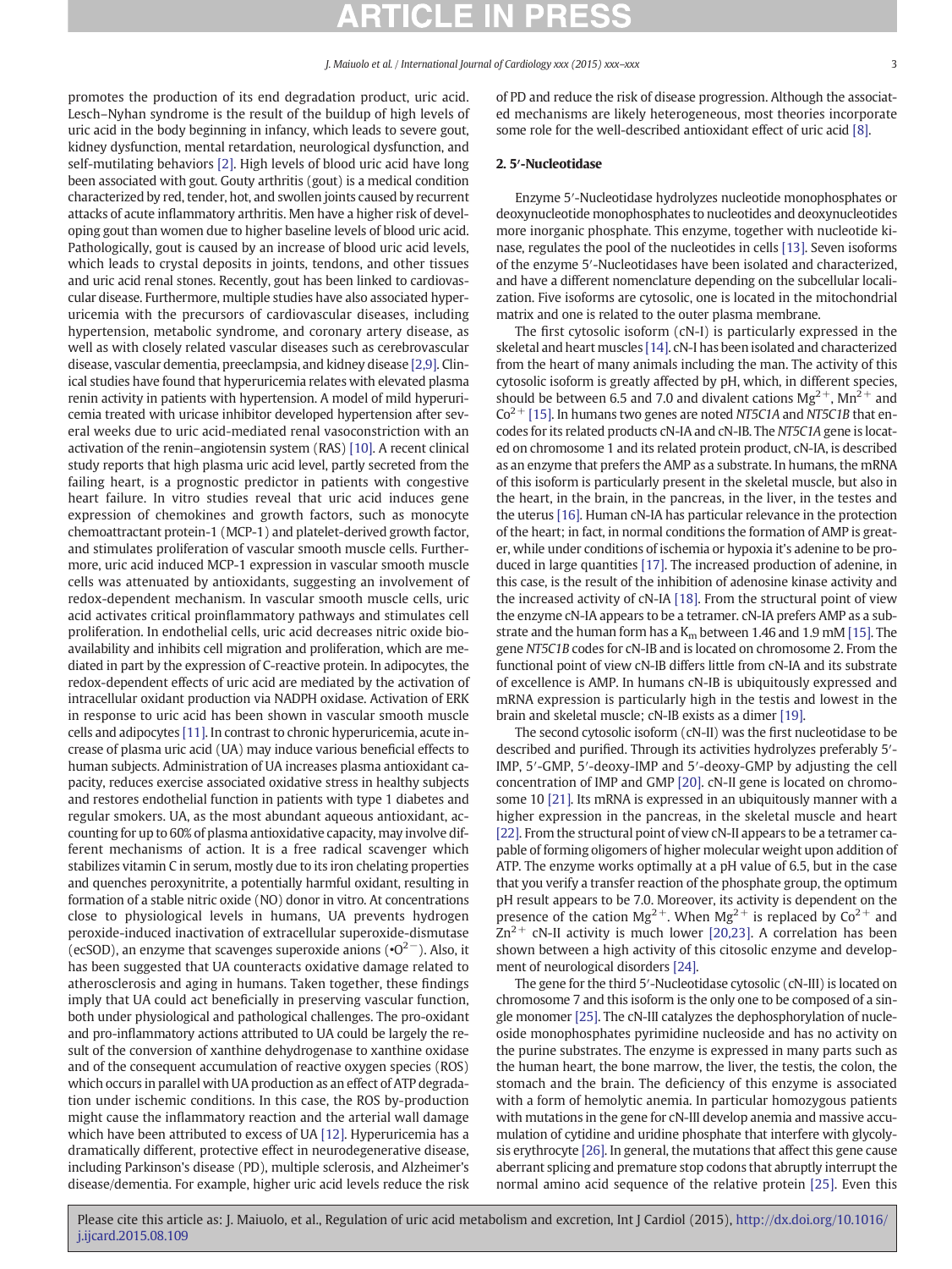promotes the production of its end degradation product, uric acid. Lesch–Nyhan syndrome is the result of the buildup of high levels of uric acid in the body beginning in infancy, which leads to severe gout, kidney dysfunction, mental retardation, neurological dysfunction, and self-mutilating behaviors [2]. High levels of blood uric acid have long been associated with gout. Gouty arthritis (gout) is a medical condition characterized by red, tender, hot, and swollen joints caused by recurrent attacks of acute inflammatory arthritis. Men have a higher risk of developing gout than women due to higher baseline levels of blood uric acid. Pathologically, gout is caused by an increase of blood uric acid levels, which leads to crystal deposits in joints, tendons, and other tissues and uric acid renal stones. Recently, gout has been linked to cardiovascular disease. Furthermore, multiple studies have also associated hyperuricemia with the precursors of cardiovascular diseases, including hypertension, metabolic syndrome, and coronary artery disease, as well as with closely related vascular diseases such as cerebrovascular disease, vascular dementia, preeclampsia, and kidney disease [2,9]. Clinical studies have found that hyperuricemia relates with elevated plasma renin activity in patients with hypertension. A model of mild hyperuricemia treated with uricase inhibitor developed hypertension after several weeks due to uric acid-mediated renal vasoconstriction with an activation of the renin–angiotensin system (RAS) [10]. A recent clinical study reports that high plasma uric acid level, partly secreted from the failing heart, is a prognostic predictor in patients with congestive heart failure. In vitro studies reveal that uric acid induces gene expression of chemokines and growth factors, such as monocyte chemoattractant protein-1 (MCP-1) and platelet-derived growth factor, and stimulates proliferation of vascular smooth muscle cells. Furthermore, uric acid induced MCP-1 expression in vascular smooth muscle cells was attenuated by antioxidants, suggesting an involvement of redox-dependent mechanism. In vascular smooth muscle cells, uric acid activates critical proinflammatory pathways and stimulates cell proliferation. In endothelial cells, uric acid decreases nitric oxide bioavailability and inhibits cell migration and proliferation, which are mediated in part by the expression of C-reactive protein. In adipocytes, the redox-dependent effects of uric acid are mediated by the activation of intracellular oxidant production via NADPH oxidase. Activation of ERK in response to uric acid has been shown in vascular smooth muscle cells and adipocytes [11]. In contrast to chronic hyperuricemia, acute increase of plasma uric acid (UA) may induce various beneficial effects to human subjects. Administration of UA increases plasma antioxidant capacity, reduces exercise associated oxidative stress in healthy subjects and restores endothelial function in patients with type 1 diabetes and regular smokers. UA, as the most abundant aqueous antioxidant, accounting for up to 60% of plasma antioxidative capacity, may involve different mechanisms of action. It is a free radical scavenger which stabilizes vitamin C in serum, mostly due to its iron chelating properties and quenches peroxynitrite, a potentially harmful oxidant, resulting in formation of a stable nitric oxide (NO) donor in vitro. At concentrations close to physiological levels in humans, UA prevents hydrogen peroxide-induced inactivation of extracellular superoxide-dismutase (ecSOD), an enzyme that scavenges superoxide anions ($\bullet O^{2-}$). Also, it has been suggested that UA counteracts oxidative damage related to atherosclerosis and aging in humans. Taken together, these findings imply that UA could act beneficially in preserving vascular function, both under physiological and pathological challenges. The pro-oxidant and pro-inflammatory actions attributed to UA could be largely the result of the conversion of xanthine dehydrogenase to xanthine oxidase and of the consequent accumulation of reactive oxygen species (ROS) which occurs in parallel with UA production as an effect of ATP degradation under ischemic conditions. In this case, the ROS by-production might cause the inflammatory reaction and the arterial wall damage which have been attributed to excess of UA [12]. Hyperuricemia has a dramatically different, protective effect in neurodegenerative disease, including Parkinson's disease (PD), multiple sclerosis, and Alzheimer's disease/dementia. For example, higher uric acid levels reduce the risk of PD and reduce the risk of disease progression. Although the associated mechanisms are likely heterogeneous, most theories incorporate some role for the well-described antioxidant effect of uric acid [8].

## 2. 5′-Nucleotidase

Enzyme 5′-Nucleotidase hydrolyzes nucleotide monophosphates or deoxynucleotide monophosphates to nucleotides and deoxynucleotides more inorganic phosphate. This enzyme, together with nucleotide kinase, regulates the pool of the nucleotides in cells [13]. Seven isoforms of the enzyme 5′-Nucleotidases have been isolated and characterized, and have a different nomenclature depending on the subcellular localization. Five isoforms are cytosolic, one is located in the mitochondrial matrix and one is related to the outer plasma membrane.

The first cytosolic isoform (cN-I) is particularly expressed in the skeletal and heart muscles [14]. cN-I has been isolated and characterized from the heart of many animals including the man. The activity of this cytosolic isoform is greatly affected by pH, which, in different species, should be between 6.5 and 7.0 and divalent cations $Mg^{2+}$, $Mn^{2+}$ and $Co^{2+}$ [15]. In humans two genes are noted *NT5C1A* and *NT5C1B* that encodes for its related products cN-IA and cN-IB. The *NT5C1A* gene is located on chromosome 1 and its related protein product, cN-IA, is described as an enzyme that prefers the AMP as a substrate. In humans, the mRNA of this isoform is particularly present in the skeletal muscle, but also in the heart, in the brain, in the pancreas, in the liver, in the testes and the uterus [16]. Human cN-IA has particular relevance in the protection of the heart; in fact, in normal conditions the formation of AMP is greater, while under conditions of ischemia or hypoxia it's adenine to be produced in large quantities [17]. The increased production of adenine, in this case, is the result of the inhibition of adenosine kinase activity and the increased activity of cN-IA [18]. From the structural point of view the enzyme cN-IA appears to be a tetramer. cN-IA prefers AMP as a substrate and the human form has a $K_m$ between 1.46 and 1.9 mM [15]. The gene *NT5C1B* codes for cN-IB and is located on chromosome 2. From the functional point of view cN-IB differs little from cN-IA and its substrate of excellence is AMP. In humans cN-IB is ubiquitously expressed and mRNA expression is particularly high in the testis and lowest in the brain and skeletal muscle; cN-IB exists as a dimer [19].

The second cytosolic isoform (cN-II) was the first nucleotidase to be described and purified. Through its activities hydrolyzes preferably 5′-IMP, 5′-GMP, 5′-deoxy-IMP and 5′-deoxy-GMP by adjusting the cell concentration of IMP and GMP [20]. cN-II gene is located on chromosome 10 [21]. Its mRNA is expressed in an ubiquitously manner with a higher expression in the pancreas, in the skeletal muscle and heart [22]. From the structural point of view cN-II appears to be a tetramer capable of forming oligomers of higher molecular weight upon addition of ATP. The enzyme works optimally at a pH value of 6.5, but in the case that you verify a transfer reaction of the phosphate group, the optimum pH result appears to be 7.0. Moreover, its activity is dependent on the presence of the cation $Mg^{2+}$. When $Mg^{2+}$ is replaced by $Co^{2+}$ and $Zn^{2+}$ cN-II activity is much lower [20,23]. A correlation has been shown between a high activity of this citosolic enzyme and development of neurological disorders [24].

The gene for the third 5′-Nucleotidase cytosolic (cN-III) is located on chromosome 7 and this isoform is the only one to be composed of a single monomer [25]. The cN-III catalyzes the dephosphorylation of nucleoside monophosphates pyrimidine nucleoside and has no activity on the purine substrates. The enzyme is expressed in many parts such as the human heart, the bone marrow, the liver, the testis, the colon, the stomach and the brain. The deficiency of this enzyme is associated with a form of hemolytic anemia. In particular homozygous patients with mutations in the gene for cN-III develop anemia and massive accumulation of cytidine and uridine phosphate that interfere with glycolysis erythrocyte [26]. In general, the mutations that affect this gene cause aberrant splicing and premature stop codons that abruptly interrupt the normal amino acid sequence of the relative protein [25]. Even this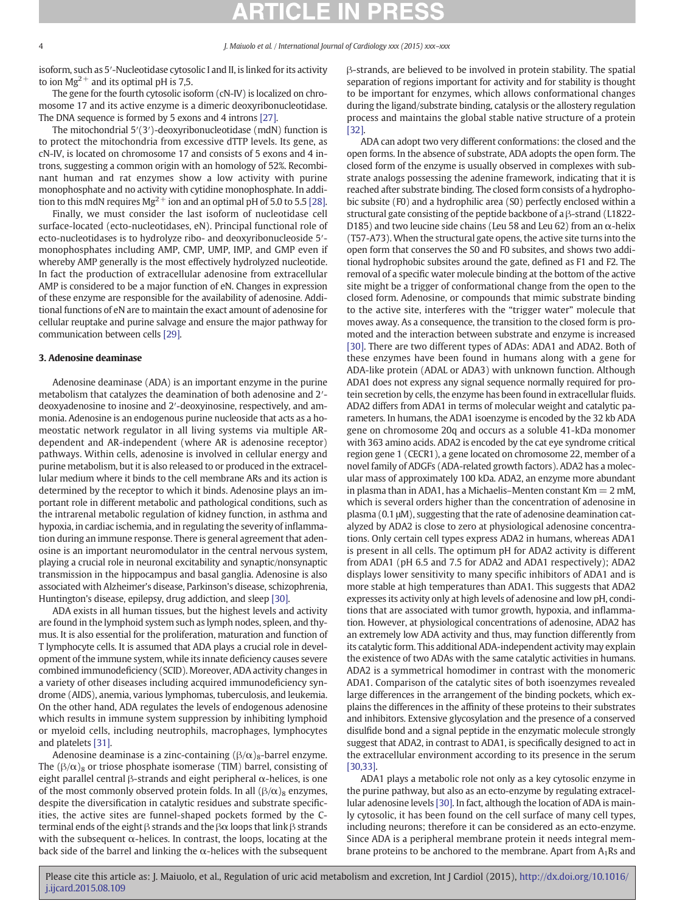isoform, such as 5′-Nucleotidase cytosolic I and II, is linked for its activity to ion $Mg^{2+}$ and its optimal pH is 7,5.

The gene for the fourth cytosolic isoform (cN-IV) is localized on chromosome 17 and its active enzyme is a dimeric deoxyribonucleotidase. The DNA sequence is formed by 5 exons and 4 introns [27].

The mitochondrial 5′(3′)-deoxyribonucleotidase (mdN) function is to protect the mitochondria from excessive dTTP levels. Its gene, as cN-IV, is located on chromosome 17 and consists of 5 exons and 4 introns, suggesting a common origin with an homology of 52%. Recombinant human and rat enzymes show a low activity with purine monophosphate and no activity with cytidine monophosphate. In addition to this mdN requires $Mg^{2+}$ ion and an optimal pH of 5.0 to 5.5 [28].

Finally, we must consider the last isoform of nucleotidase cell surface-located (ecto-nucleotidases, eN). Principal functional role of ecto-nucleotidases is to hydrolyze ribo- and deoxyribonucleoside 5′-monophosphates including AMP, CMP, UMP, IMP, and GMP even if whereby AMP generally is the most effectively hydrolyzed nucleotide. In fact the production of extracellular adenosine from extracellular AMP is considered to be a major function of eN. Changes in expression of these enzyme are responsible for the availability of adenosine. Additional functions of eN are to maintain the exact amount of adenosine for cellular reuptake and purine salvage and ensure the major pathway for communication between cells [29].

## 3. Adenosine deaminase

Adenosine deaminase (ADA) is an important enzyme in the purine metabolism that catalyzes the deamination of both adenosine and 2′-deoxyadenosine to inosine and 2′-deoxyinosine, respectively, and ammonia. Adenosine is an endogenous purine nucleoside that acts as a homeostatic network regulator in all living systems via multiple AR-dependent and AR-independent (where AR is adenosine receptor) pathways. Within cells, adenosine is involved in cellular energy and purine metabolism, but it is also released to or produced in the extracellular medium where it binds to the cell membrane ARs and its action is determined by the receptor to which it binds. Adenosine plays an important role in different metabolic and pathological conditions, such as the intrarenal metabolic regulation of kidney function, in asthma and hypoxia, in cardiac ischemia, and in regulating the severity of inflammation during an immune response. There is general agreement that adenosine is an important neuromodulator in the central nervous system, playing a crucial role in neuronal excitability and synaptic/nonsynaptic transmission in the hippocampus and basal ganglia. Adenosine is also associated with Alzheimer's disease, Parkinson's disease, schizophrenia, Huntington's disease, epilepsy, drug addiction, and sleep [30].

ADA exists in all human tissues, but the highest levels and activity are found in the lymphoid system such as lymph nodes, spleen, and thymus. It is also essential for the proliferation, maturation and function of T lymphocyte cells. It is assumed that ADA plays a crucial role in development of the immune system, while its innate deficiency causes severe combined immunodeficiency (SCID). Moreover, ADA activity changes in a variety of other diseases including acquired immunodeficiency syndrome (AIDS), anemia, various lymphomas, tuberculosis, and leukemia. On the other hand, ADA regulates the levels of endogenous adenosine which results in immune system suppression by inhibiting lymphoid or myeloid cells, including neutrophils, macrophages, lymphocytes and platelets [31].

Adenosine deaminase is a zinc-containing $(\beta/\alpha)_8$-barrel enzyme. The $(\beta/\alpha)_8$ or triose phosphate isomerase (TIM) barrel, consisting of eight parallel central β-strands and eight peripheral α-helices, is one of the most commonly observed protein folds. In all $(\beta/\alpha)_8$ enzymes, despite the diversification in catalytic residues and substrate specificities, the active sites are funnel-shaped pockets formed by the C-terminal ends of the eight β strands and the βα loops that link β strands with the subsequent α-helices. In contrast, the loops, locating at the back side of the barrel and linking the α-helices with the subsequent β-strands, are believed to be involved in protein stability. The spatial separation of regions important for activity and for stability is thought to be important for enzymes, which allows conformational changes during the ligand/substrate binding, catalysis or the allostery regulation process and maintains the global stable native structure of a protein [32].

ADA can adopt two very different conformations: the closed and the open forms. In the absence of substrate, ADA adopts the open form. The closed form of the enzyme is usually observed in complexes with substrate analogs possessing the adenine framework, indicating that it is reached after substrate binding. The closed form consists of a hydrophobic subsite (F0) and a hydrophilic area (S0) perfectly enclosed within a structural gate consisting of the peptide backbone of a β-strand (L1822-D185) and two leucine side chains (Leu 58 and Leu 62) from an α-helix (T57-A73). When the structural gate opens, the active site turns into the open form that conserves the S0 and F0 subsites, and shows two additional hydrophobic subsites around the gate, defined as F1 and F2. The removal of a specific water molecule binding at the bottom of the active site might be a trigger of conformational change from the open to the closed form. Adenosine, or compounds that mimic substrate binding to the active site, interferes with the "trigger water" molecule that moves away. As a consequence, the transition to the closed form is promoted and the interaction between substrate and enzyme is increased [30]. There are two different types of ADAs: ADA1 and ADA2. Both of these enzymes have been found in humans along with a gene for ADA-like protein (ADAL or ADA3) with unknown function. Although ADA1 does not express any signal sequence normally required for protein secretion by cells, the enzyme has been found in extracellular fluids. ADA2 differs from ADA1 in terms of molecular weight and catalytic parameters. In humans, the ADA1 isoenzyme is encoded by the 32 kb ADA gene on chromosome 20q and occurs as a soluble 41-kDa monomer with 363 amino acids. ADA2 is encoded by the cat eye syndrome critical region gene 1 (CECR1), a gene located on chromosome 22, member of a novel family of ADGFs (ADA-related growth factors). ADA2 has a molecular mass of approximately 100 kDa. ADA2, an enzyme more abundant in plasma than in ADA1, has a Michaelis–Menten constant Km = 2 mM, which is several orders higher than the concentration of adenosine in plasma (0.1 μM), suggesting that the rate of adenosine deamination catalyzed by ADA2 is close to zero at physiological adenosine concentrations. Only certain cell types express ADA2 in humans, whereas ADA1 is present in all cells. The optimum pH for ADA2 activity is different from ADA1 (pH 6.5 and 7.5 for ADA2 and ADA1 respectively); ADA2 displays lower sensitivity to many specific inhibitors of ADA1 and is more stable at high temperatures than ADA1. This suggests that ADA2 expresses its activity only at high levels of adenosine and low pH, conditions that are associated with tumor growth, hypoxia, and inflammation. However, at physiological concentrations of adenosine, ADA2 has an extremely low ADA activity and thus, may function differently from its catalytic form. This additional ADA-independent activity may explain the existence of two ADAs with the same catalytic activities in humans. ADA2 is a symmetrical homodimer in contrast with the monomeric ADA1. Comparison of the catalytic sites of both isoenzymes revealed large differences in the arrangement of the binding pockets, which explains the differences in the affinity of these proteins to their substrates and inhibitors. Extensive glycosylation and the presence of a conserved disulfide bond and a signal peptide in the enzymatic molecule strongly suggest that ADA2, in contrast to ADA1, is specifically designed to act in the extracellular environment according to its presence in the serum [30,33].

ADA1 plays a metabolic role not only as a key cytosolic enzyme in the purine pathway, but also as an ecto-enzyme by regulating extracellular adenosine levels [30]. In fact, although the location of ADA is mainly cytosolic, it has been found on the cell surface of many cell types, including neurons; therefore it can be considered as an ecto-enzyme. Since ADA is a peripheral membrane protein it needs integral membrane proteins to be anchored to the membrane. Apart from $A_1$Rs and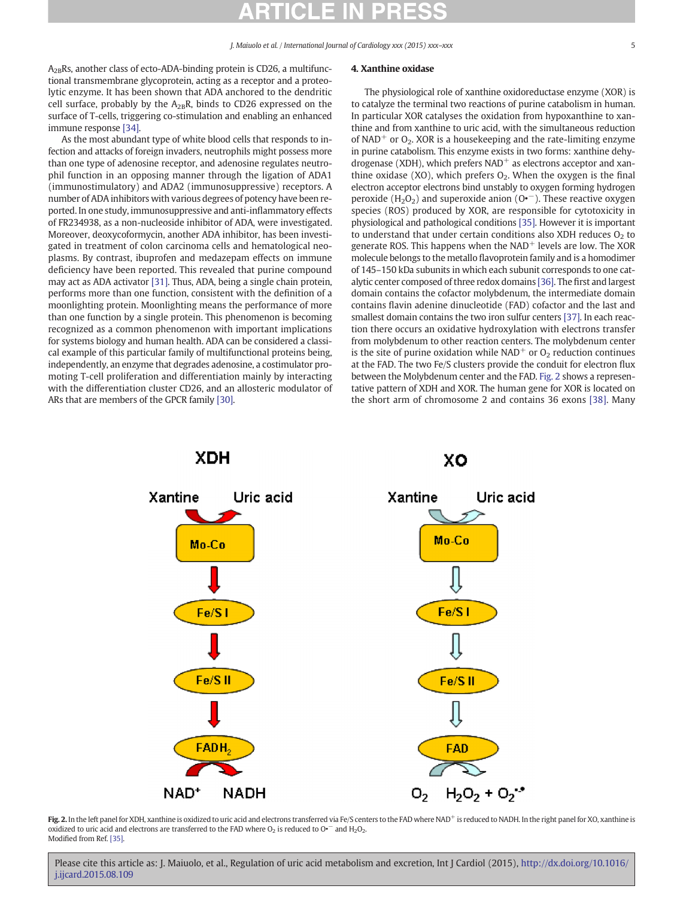$A_{2B}$Rs, another class of ecto-ADA-binding protein is CD26, a multifunctional transmembrane glycoprotein, acting as a receptor and a proteolytic enzyme. It has been shown that ADA anchored to the dendritic cell surface, probably by the $A_{2B}$R, binds to CD26 expressed on the surface of T-cells, triggering co-stimulation and enabling an enhanced immune response [34].

As the most abundant type of white blood cells that responds to infection and attacks of foreign invaders, neutrophils might possess more than one type of adenosine receptor, and adenosine regulates neutrophil function in an opposing manner through the ligation of ADA1 (immunostimulatory) and ADA2 (immunosuppressive) receptors. A number of ADA inhibitors with various degrees of potency have been reported. In one study, immunosuppressive and anti-inflammatory effects of FR234938, as a non-nucleoside inhibitor of ADA, were investigated. Moreover, deoxycoformycin, another ADA inhibitor, has been investigated in treatment of colon carcinoma cells and hematological neoplasms. By contrast, ibuprofen and medazepam effects on immune deficiency have been reported. This revealed that purine compound may act as ADA activator [31]. Thus, ADA, being a single chain protein, performs more than one function, consistent with the definition of a moonlighting protein. Moonlighting means the performance of more than one function by a single protein. This phenomenon is becoming recognized as a common phenomenon with important implications for systems biology and human health. ADA can be considered a classical example of this particular family of multifunctional proteins being, independently, an enzyme that degrades adenosine, a costimulator promoting T-cell proliferation and differentiation mainly by interacting with the differentiation cluster CD26, and an allosteric modulator of ARs that are members of the GPCR family [30].

## 4. Xanthine oxidase

The physiological role of xanthine oxidoreductase enzyme (XOR) is to catalyze the terminal two reactions of purine catabolism in human. In particular XOR catalyses the oxidation from hypoxanthine to xanthine and from xanthine to uric acid, with the simultaneous reduction of $NAD^+$ or $O_2$. XOR is a housekeeping and the rate-limiting enzyme in purine catabolism. This enzyme exists in two forms: xanthine dehydrogenase (XDH), which prefers $NAD^+$ as electrons acceptor and xanthine oxidase (XO), which prefers $O_2$. When the oxygen is the final electron acceptor electrons bind unstably to oxygen forming hydrogen peroxide ($H_2O_2$) and superoxide anion ($O\bullet^-$). These reactive oxygen species (ROS) produced by XOR, are responsible for cytotoxicity in physiological and pathological conditions [35]. However it is important to understand that under certain conditions also XDH reduces $O_2$ to generate ROS. This happens when the $NAD^+$ levels are low. The XOR molecule belongs to the metallo flavoprotein family and is a homodimer of 145–150 kDa subunits in which each subunit corresponds to one catalytic center composed of three redox domains [36]. The first and largest domain contains the cofactor molybdenum, the intermediate domain contains flavin adenine dinucleotide (FAD) cofactor and the last and smallest domain contains the two iron sulfur centers [37]. In each reaction there occurs an oxidative hydroxylation with electrons transfer from molybdenum to other reaction centers. The molybdenum center is the site of purine oxidation while $NAD^+$ or $O_2$ reduction continues at the FAD. The two Fe/S clusters provide the conduit for electron flux between the Molybdenum center and the FAD. Fig. 2 shows a representative pattern of XDH and XOR. The human gene for XOR is located on the short arm of chromosome 2 and contains 36 exons [38]. Many

**Fig. 2.** In the left panel for XDH, xanthine is oxidized to uric acid and electrons transferred via Fe/S centers to the FAD where $NAD^+$ is reduced to NADH. In the right panel for XO, xanthine is oxidized to uric acid and electrons are transferred to the FAD where $O_2$ is reduced to $O\bullet^-$ and $H_2O_2$.
Modified from Ref. [35].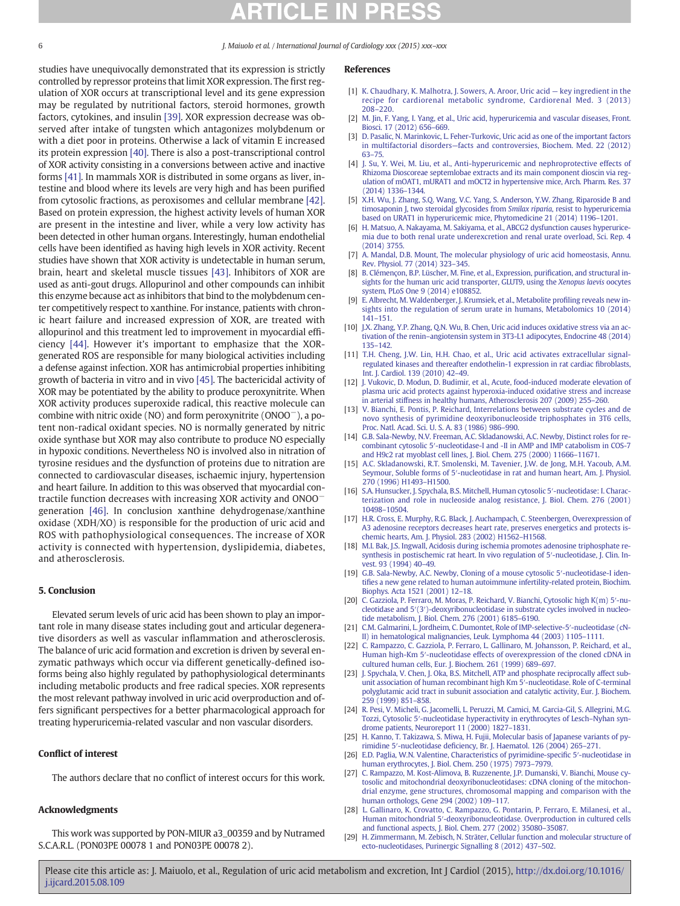studies have unequivocally demonstrated that its expression is strictly controlled by repressor proteins that limit XOR expression. The first regulation of XOR occurs at transcriptional level and its gene expression may be regulated by nutritional factors, steroid hormones, growth factors, cytokines, and insulin [39]. XOR expression decrease was observed after intake of tungsten which antagonizes molybdenum or with a diet poor in proteins. Otherwise a lack of vitamin E increased its protein expression [40]. There is also a post-transcriptional control of XOR activity consisting in a conversions between active and inactive forms [41]. In mammals XOR is distributed in some organs as liver, intestine and blood where its levels are very high and has been purified from cytosolic fractions, as peroxisomes and cellular membrane [42]. Based on protein expression, the highest activity levels of human XOR are present in the intestine and liver, while a very low activity has been detected in other human organs. Interestingly, human endothelial cells have been identified as having high levels in XOR activity. Recent studies have shown that XOR activity is undetectable in human serum, brain, heart and skeletal muscle tissues [43]. Inhibitors of XOR are used as anti-gout drugs. Allopurinol and other compounds can inhibit this enzyme because act as inhibitors that bind to the molybdenum center competitively respect to xanthine. For instance, patients with chronic heart failure and increased expression of XOR, are treated with allopurinol and this treatment led to improvement in myocardial efficiency [44]. However it's important to emphasize that the XOR-generated ROS are responsible for many biological activities including a defense against infection. XOR has antimicrobial properties inhibiting growth of bacteria in vitro and in vivo [45]. The bactericidal activity of XOR may be potentiated by the ability to produce peroxynitrite. When XOR activity produces superoxide radical, this reactive molecule can combine with nitric oxide (NO) and form peroxynitrite ($ONOO^-$), a potent non-radical oxidant species. NO is normally generated by nitric oxide synthase but XOR may also contribute to produce NO especially in hypoxic conditions. Nevertheless NO is involved also in nitration of tyrosine residues and the dysfunction of proteins due to nitration are connected to cardiovascular diseases, ischaemic injury, hypertension and heart failure. In addition to this was observed that myocardial contractile function decreases with increasing XOR activity and $ONOO^-$ generation [46]. In conclusion xanthine dehydrogenase/xanthine oxidase (XDH/XO) is responsible for the production of uric acid and ROS with pathophysiological consequences. The increase of XOR activity is connected with hypertension, dyslipidemia, diabetes, and atherosclerosis.

## 5. Conclusion

Elevated serum levels of uric acid has been shown to play an important role in many disease states including gout and articular degenerative disorders as well as vascular inflammation and atherosclerosis. The balance of uric acid formation and excretion is driven by several enzymatic pathways which occur via different genetically-defined isoforms being also highly regulated by pathophysiological determinants including metabolic products and free radical species. XOR represents the most relevant pathway involved in uric acid overproduction and offers significant perspectives for a better pharmacological approach for treating hyperuricemia-related vascular and non vascular disorders.

## Conflict of interest

The authors declare that no conflict of interest occurs for this work.

## Acknowledgments

This work was supported by PON-MIUR a3_00359 and by Nutramed S.C.A.R.L. (PON03PE 00078 1 and PON03PE 00078 2).

## References

[1] K. Chaudhary, K. Malhotra, J. Sowers, A. Aroor, Uric acid — key ingredient in the recipe for cardiorenal metabolic syndrome, Cardiorenal Med. 3 (2013) 208–220.

[2] M. Jin, F. Yang, I. Yang, et al., Uric acid, hyperuricemia and vascular diseases, Front. Biosci. 17 (2012) 656–669.

[3] D. Pasalic, N. Marinkovic, L. Feher-Turkovic, Uric acid as one of the important factors in multifactorial disorders—facts and controversies, Biochem. Med. 22 (2012) 63–75.

[4] J. Su, Y. Wei, M. Liu, et al., Anti-hyperuricemic and nephroprotective effects of Rhizoma Dioscoreae septemlobae extracts and its main component dioscin via regulation of mOAT1, mURAT1 and mOCT2 in hypertensive mice, Arch. Pharm. Res. 37 (2014) 1336–1344.

[5] X.H. Wu, J. Zhang, S.Q. Wang, V.C. Yang, S. Anderson, Y.W. Zhang, Riparoside B and timosaponin J, two steroidal glycosides from *Smilax riparia*, resist to hyperuricemia based on URAT1 in hyperuricemic mice, Phytomedicine 21 (2014) 1196–1201.

[6] H. Matsuo, A. Nakayama, M. Sakiyama, et al., ABCG2 dysfunction causes hyperuricemia due to both renal urate underexcretion and renal urate overload, Sci. Rep. 4 (2014) 3755.

[7] A. Mandal, D.B. Mount, The molecular physiology of uric acid homeostasis, Annu. Rev. Physiol. 77 (2014) 323–345.

[8] B. Clémençon, B.P. Lüscher, M. Fine, et al., Expression, purification, and structural insights for the human uric acid transporter, GLUT9, using the *Xenopus laevis* oocytes system, PLoS One 9 (2014) e108852.

[9] E. Albrecht, M. Waldenberger, J. Krumsiek, et al., Metabolite profiling reveals new insights into the regulation of serum urate in humans, Metabolomics 10 (2014) 141–151.

[10] J.X. Zhang, Y.P. Zhang, Q.N. Wu, B. Chen, Uric acid induces oxidative stress via an activation of the renin–angiotensin system in 3T3-L1 adipocytes, Endocrine 48 (2014) 135–142.

[11] T.H. Cheng, J.W. Lin, H.H. Chao, et al., Uric acid activates extracellular signal-regulated kinases and thereafter endothelin-1 expression in rat cardiac fibroblasts, Int. J. Cardiol. 139 (2010) 42–49.

[12] J. Vukovic, D. Modun, D. Budimir, et al., Acute, food-induced moderate elevation of plasma uric acid protects against hyperoxia-induced oxidative stress and increase in arterial stiffness in healthy humans, Atherosclerosis 207 (2009) 255–260.

[13] V. Bianchi, E. Pontis, P. Reichard, Interrelations between substrate cycles and de novo synthesis of pyrimidine deoxyribonucleoside triphosphates in 3T6 cells, Proc. Natl. Acad. Sci. U. S. A. 83 (1986) 986–990.

[14] G.B. Sala-Newby, N.V. Freeman, A.C. Skladanowski, A.C. Newby, Distinct roles for recombinant cytosolic 5′-nucleotidase-I and -II in AMP and IMP catabolism in COS-7 and H9c2 rat myoblast cell lines, J. Biol. Chem. 275 (2000) 11666–11671.

[15] A.C. Skladanowski, R.T. Smolenski, M. Tavenier, J.W. de Jong, M.H. Yacoub, A.M. Seymour, Soluble forms of 5′-nucleotidase in rat and human heart, Am. J. Physiol. 270 (1996) H1493–H1500.

[16] S.A. Hunsucker, J. Spychala, B.S. Mitchell, Human cytosolic 5′-nucleotidase: I. Characterization and role in nucleoside analog resistance, J. Biol. Chem. 276 (2001) 10498–10504.

[17] H.R. Cross, E. Murphy, R.G. Black, J. Auchampach, C. Steenbergen, Overexpression of A3 adenosine receptors decreases heart rate, preserves energetics and protects ischemic hearts, Am. J. Physiol. 283 (2002) H1562–H1568.

[18] M.I. Bak, J.S. Ingwall, Acidosis during ischemia promotes adenosine triphosphate resynthesis in postischemic rat heart. In vivo regulation of 5′-nucleotidase, J. Clin. Invest. 93 (1994) 40–49.

[19] G.B. Sala-Newby, A.C. Newby, Cloning of a mouse cytosolic 5′-nucleotidase-I identifies a new gene related to human autoimmune infertility-related protein, Biochim. Biophys. Acta 1521 (2001) 12–18.

[20] C. Gazziola, P. Ferraro, M. Moras, P. Reichard, V. Bianchi, Cytosolic high K(m) 5′-nucleotidase and 5′(3′)-deoxyribonucleotidase in substrate cycles involved in nucleotide metabolism, J. Biol. Chem. 276 (2001) 6185–6190.

[21] C.M. Galmarini, L. Jordheim, C. Dumontet, Role of IMP-selective-5′-nucleotidase (cN-II) in hematological malignancies, Leuk. Lymphoma 44 (2003) 1105–1111.

[22] C. Rampazzo, C. Gazziola, P. Ferraro, L. Gallinaro, M. Johansson, P. Reichard, et al., Human high-Km 5′-nucleotidase effects of overexpression of the cloned cDNA in cultured human cells, Eur. J. Biochem. 261 (1999) 689–697.

[23] J. Spychala, V. Chen, J. Oka, B.S. Mitchell, ATP and phosphate reciprocally affect subunit association of human recombinant high Km 5′-nucleotidase. Role of C-terminal polyglutamic acid tract in subunit association and catalytic activity, Eur. J. Biochem. 259 (1999) 851–858.

[24] R. Pesi, V. Micheli, G. Jacomelli, L. Peruzzi, M. Camici, M. Garcia-Gil, S. Allegrini, M.G. Tozzi, Cytosolic 5′-nucleotidase hyperactivity in erythrocytes of Lesch–Nyhan syndrome patients, Neuroreport 11 (2000) 1827–1831.

[25] H. Kanno, T. Takizawa, S. Miwa, H. Fujii, Molecular basis of Japanese variants of pyrimidine 5′-nucleotidase deficiency, Br. J. Haematol. 126 (2004) 265–271.

[26] E.D. Paglia, W.N. Valentine, Characteristics of pyrimidine-specific 5′-nucleotidase in human erythrocytes, J. Biol. Chem. 250 (1975) 7973–7979.

[27] C. Rampazzo, M. Kost-Alimova, B. Ruzzenente, J.P. Dumanski, V. Bianchi, Mouse cytosolic and mitochondrial deoxyribonucleotidases: cDNA cloning of the mitochondrial enzyme, gene structures, chromosomal mapping and comparison with the human orthologs, Gene 294 (2002) 109–117.

[28] L. Gallinaro, K. Crovatto, C. Rampazzo, G. Pontarin, P. Ferraro, E. Milanesi, et al., Human mitochondrial 5′-deoxyribonucleotidase. Overproduction in cultured cells and functional aspects, J. Biol. Chem. 277 (2002) 35080–35087.

[29] H. Zimmermann, M. Zebisch, N. Sträter, Cellular function and molecular structure of ecto-nucleotidases, Purinergic Signalling 8 (2012) 437–502.

Please cite this article as: J. Maiuolo, et al., Regulation of uric acid metabolism and excretion, Int J Cardiol (2015), http://dx.doi.org/10.1016/j.ijcard.2015.08.109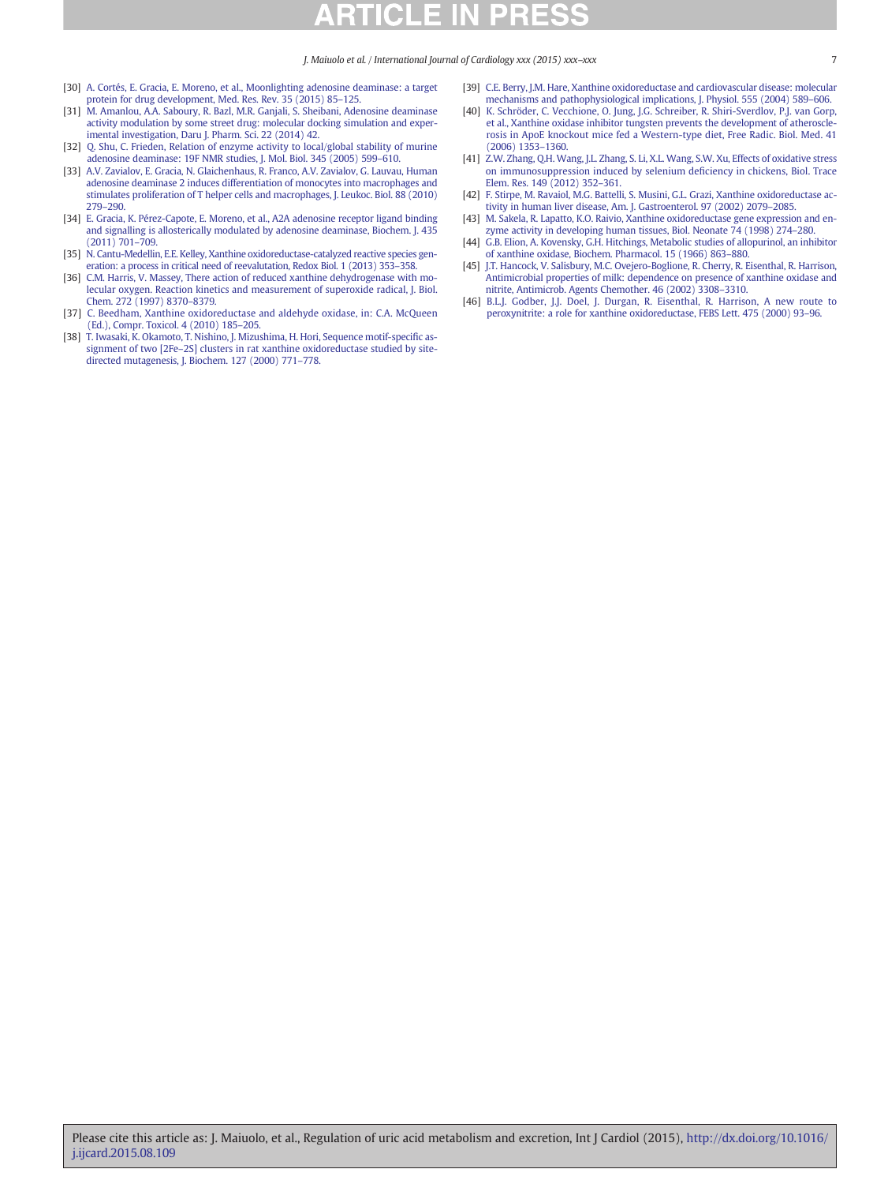[30] A. Cortés, E. Gracia, E. Moreno, et al., Moonlighting adenosine deaminase: a target protein for drug development, Med. Res. Rev. 35 (2015) 85–125.

[31] M. Amanlou, A.A. Saboury, R. Bazl, M.R. Ganjali, S. Sheibani, Adenosine deaminase activity modulation by some street drug: molecular docking simulation and experimental investigation, Daru J. Pharm. Sci. 22 (2014) 42.

[32] Q. Shu, C. Frieden, Relation of enzyme activity to local/global stability of murine adenosine deaminase: 19F NMR studies, J. Mol. Biol. 345 (2005) 599–610.

[33] A.V. Zavialov, E. Gracia, N. Glaichenhaus, R. Franco, A.V. Zavialov, G. Lauvau, Human adenosine deaminase 2 induces differentiation of monocytes into macrophages and stimulates proliferation of T helper cells and macrophages, J. Leukoc. Biol. 88 (2010) 279–290.

[34] E. Gracia, K. Pérez-Capote, E. Moreno, et al., A2A adenosine receptor ligand binding and signalling is allosterically modulated by adenosine deaminase, Biochem. J. 435 (2011) 701–709.

[35] N. Cantu-Medellin, E.E. Kelley, Xanthine oxidoreductase-catalyzed reactive species generation: a process in critical need of reevalutation, Redox Biol. 1 (2013) 353–358.

[36] C.M. Harris, V. Massey, There action of reduced xanthine dehydrogenase with molecular oxygen. Reaction kinetics and measurement of superoxide radical, J. Biol. Chem. 272 (1997) 8370–8379.

[37] C. Beedham, Xanthine oxidoreductase and aldehyde oxidase, in: C.A. McQueen (Ed.), Compr. Toxicol. 4 (2010) 185–205.

[38] T. Iwasaki, K. Okamoto, T. Nishino, J. Mizushima, H. Hori, Sequence motif-specific assignment of two [2Fe–2S] clusters in rat xanthine oxidoreductase studied by site-directed mutagenesis, J. Biochem. 127 (2000) 771–778.

[39] C.E. Berry, J.M. Hare, Xanthine oxidoreductase and cardiovascular disease: molecular mechanisms and pathophysiological implications, J. Physiol. 555 (2004) 589–606.

[40] K. Schröder, C. Vecchione, O. Jung, J.G. Schreiber, R. Shiri-Sverdlov, P.J. van Gorp, et al., Xanthine oxidase inhibitor tungsten prevents the development of atherosclerosis in ApoE knockout mice fed a Western-type diet, Free Radic. Biol. Med. 41 (2006) 1353–1360.

[41] Z.W. Zhang, Q.H. Wang, J.L. Zhang, S. Li, X.L. Wang, S.W. Xu, Effects of oxidative stress on immunosuppression induced by selenium deficiency in chickens, Biol. Trace Elem. Res. 149 (2012) 352–361.

[42] F. Stirpe, M. Ravaiol, M.G. Battelli, S. Musini, G.L. Grazi, Xanthine oxidoreductase activity in human liver disease, Am. J. Gastroenterol. 97 (2002) 2079–2085.

[43] M. Sakela, R. Lapatto, K.O. Raivio, Xanthine oxidoreductase gene expression and enzyme activity in developing human tissues, Biol. Neonate 74 (1998) 274–280.

[44] G.B. Elion, A. Kovensky, G.H. Hitchings, Metabolic studies of allopurinol, an inhibitor of xanthine oxidase, Biochem. Pharmacol. 15 (1966) 863–880.

[45] J.T. Hancock, V. Salisbury, M.C. Ovejero-Boglione, R. Cherry, R. Eisenthal, R. Harrison, Antimicrobial properties of milk: dependence on presence of xanthine oxidase and nitrite, Antimicrob. Agents Chemother. 46 (2002) 3308–3310.

[46] B.L.J. Godber, J.J. Doel, J. Durgan, R. Eisenthal, R. Harrison, A new route to peroxynitrite: a role for xanthine oxidoreductase, FEBS Lett. 475 (2000) 93–96.

Please cite this article as: J. Maiuolo, et al., Regulation of uric acid metabolism and excretion, Int J Cardiol (2015), http://dx.doi.org/10.1016/j.ijcard.2015.08.109